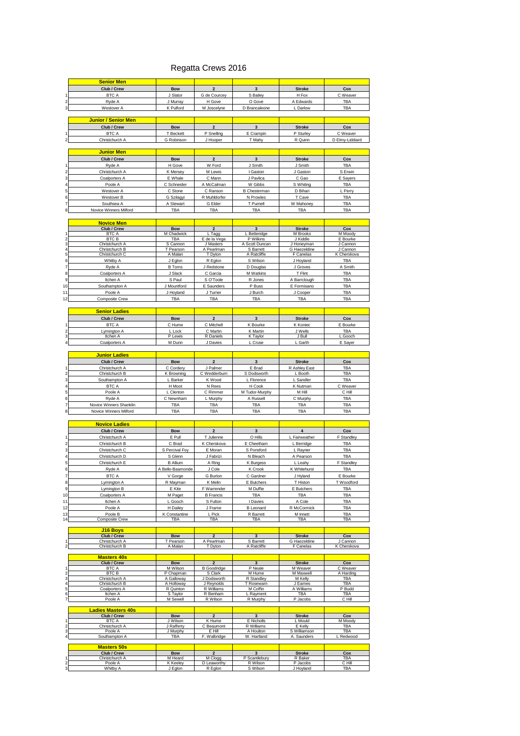# Regatta Crews 2016

## Senior Men

| | Club / Crew | Bow | 2 | 3 | Stroke | Cox |
|---|---|---|---|---|---|---|
| 1 | BTC A | J Slator | G de Courcey | S Bailey | H Fox | C Weaver |
| 2 | Ryde A | J Murray | H Gove | O Gove | A Edwards | TBA |
| 3 | Westover A | K Pulford | M Joscelyne | D Brancaleone | L Darlow | TBA |

## Junior / Senior Men

| | Club / Crew | Bow | 2 | 3 | Stroke | Cox |
|---|---|---|---|---|---|---|
| 1 | BTC A | T Beckett | P Snelling | E Crampin | P Sturley | C Weaver |
| 2 | Christchurch A | G Robinson | J Hooper | T Mahy | R Quinn | D Elmy-Liddiard |

## Junior Men

| | Club / Crew | Bow | 2 | 3 | Stroke | Cox |
|---|---|---|---|---|---|---|
| 1 | Ryde A | H Gove | W Ford | J Smith | J Smith | TBA |
| 2 | Christchurch A | K Mersey | M Lewis | I Gaston | J Gaston | S Erwin |
| 3 | Coalporters A | E Whale | C Mann | J Pavlica | C Gao | E Sayers |
| 4 | Poole A | C Schneider | A McCalman | W Gibbs | S Whiting | TBA |
| 5 | Westover A | C Stone | C Ranson | B Chesterman | D Bihari | L Perry |
| 6 | Westover B | G Szilagyi | R Muhldorfer | N Prowles | T Cave | TBA |
| 7 | Southsea A | A Stewart | G Elder | T Purnell | W Mahoney | TBA |
| 8 | Novice Winners Milford | TBA | TBA | TBA | TBA | TBA |

## Novice Men

| | Club / Crew | Bow | 2 | 3 | Stroke | Cox |
|---|---|---|---|---|---|---|
| 1 | BTC A | M Chadwick | L Tagg | L Betteridge | M Brooks | M Moody |
| 2 | BTC B | TBA | E de la Vega | P Wilkins | J Kiddle | E Bourke |
| 3 | Christchurch A | S Cannon | J Masters | A Scott Duncan | J Honeyman | J Cannon |
| 4 | Christchurch B | T Pearson | A Pearlman | S Barrett | G Haezeldine | J Cannon |
| 5 | Christchurch C | A Malan | T Dyton | A Ratcliffe | F Canelas | K Cherskova |
| 6 | Whitby A | J Eglon | R Eglon | S Wilson | J Hoyland | TBA |
| 7 | Ryde A | B Toms | J Redstone | D Douglas | J Groves | A Smith |
| 8 | Coalporters A | J Slack | C Garcia | M Watkins | T Flint | TBA |
| 9 | Itchen A | S Paul | S O'Toole | R Jones | A Barrclough | TBA |
| 10 | Southampton A | J Mountford | E Saunders | P Buss | E Formisano | TBA |
| 11 | Poole A | J Hoyland | J Turner | J Burch | J Cooper | TBA |
| 12 | Composite Crew | TBA | TBA | TBA | TBA | TBA |

## Senior Ladies

| | Club / Crew | Bow | 2 | 3 | Stroke | Cox |
|---|---|---|---|---|---|---|
| 1 | BTC A | C Hume | C Mitchell | K Bourke | K Koniec | E Bourke |
| 2 | Lymington A | L Lock | C Martin | K Martin | J Wells | TBA |
| 3 | Itchen A | P Lewis | R Daniels | K Taylor | J Bull | L Gooch |
| 4 | Coalporters A | M Dunn | J Davies | L Cruse | L Garth | E Sayer |

## Junior Ladies

| | Club / Crew | Bow | 2 | 3 | Stroke | Cox |
|---|---|---|---|---|---|---|
| 1 | Christchurch A | C Cordery | J Palmer | E Brad | R Ashley East | TBA |
| 2 | Christchurch B | K Browning | C Wedderburn | S Dodsworth | L Booth | TBA |
| 3 | Southampton A | L Barker | K Wood | L Florence | L Sandler | TBA |
| 4 | BTC A | H Moot | N Rees | H Cook | K Nutman | C Weaver |
| 5 | Poole A | L Clenton | C Rimmer | M Tudor-Murphy | M Hill | C Hill |
| 6 | Ryde A | C Newnham | L Murphy | A Russell | C Murphy | TBA |
| 7 | Novice Winners Shanklin | TBA | TBA | TBA | TBA | TBA |
| 8 | Novice Winners Milford | TBA | TBA | TBA | TBA | TBA |

## Novice Ladies

| | Club / Crew | Bow | 2 | 3 | 4 | Cox |
|---|---|---|---|---|---|---|
| 1 | Christchurch A | E Pull | T Julienne | O Hills | L Fairweather | F Standley |
| 2 | Christchurch B | C Brad | K Cherskova | E Cheetham | L Berridge | TBA |
| 3 | Christchurch C | S Percival Foy | E Moran | S Ponsford | L Rayner | TBA |
| 4 | Christchurch D | S Glenn | J Fabrizi | N Bleach | A Pearson | TBA |
| 5 | Christchurch E | B Allium | A Ring | K Burgess | L Leahy | F Standley |
| 6 | Ryde A | A Bello-Baamonde | J Cole | K Crook | K Whitehurst | TBA |
| 7 | BTC A | V Gorge | G Burton | C Gardner | J Hyland | E Bourke |
| 8 | Lymington A | R Mayman | K Melin | E Butchers | T Histon | T Woodford |
| 9 | Lymington B | E Kite | F Warrender | M Duffie | E Butchers | TBA |
| 10 | Coalporters A | M Paget | B Francis | TBA | TBA | TBA |
| 11 | Itchen A | L Gooch | S Fulton | I Davies | A Cole | TBA |
| 12 | Poole A | H Dailey | J Frame | B Leonard | R McCormick | TBA |
| 13 | Poole B | K Constantine | L Pick | R Barrett | M Innett | TBA |
| 14 | Composite Crew | TBA | TBA | TBA | TBA | TBA |

## J16 Boys

| | Club / Crew | Bow | 2 | 3 | Stroke | Cox |
|---|---|---|---|---|---|---|
| 1 | Christchurch A | T Pearson | A Pearlman | S Barrett | G Haezeldine | J Cannon |
| 2 | Christchurch B | A Malan | T Dyton | A Ratcliffe | F Canelas | K Cherskova |

## Masters 40s

| | Club / Crew | Bow | 2 | 3 | Stroke | Cox |
|---|---|---|---|---|---|---|
| 1 | BTC A | M Wilson | B Goodridge | P Neale | M Weaver | C Weaver |
| 2 | BTC B | P Chapman | S Clark | M Hume | M Maxwell | A Harding |
| 3 | Christchurch A | A Galloway | J Dodsworth | R Standley | M Kelly | TBA |
| 4 | Christchurch B | A Holloway | J Reynolds | T Rosewarn | J Eames | TBA |
| 5 | Coalporters A | R Quinton | R Williams | M Coffin | A Williams | P Budd |
| 6 | Itchen A | S Taylor | R Benham | L Rayment | TBA | TBA |
| 7 | Poole A | M Sewell | R Wilson | R Murphy | P Jacobs | C Hill |

## Ladies Masters 40s

| | Club / Crew | Bow | 2 | 3 | Stroke | Cox |
|---|---|---|---|---|---|---|
| 1 | BTC A | J Wilson | K Hume | E Nicholls | L Mould | M Moody |
| 2 | Christchurch A | J Rafferty | C Beaumont | R Williams | E Kelly | TBA |
| 3 | Poole A | J Murphy | E Hill | A Houlton | S Williamson | TBA |
| 4 | Southampton A | TBA | F. Walbridge | W. Hartland | A. Saunders | L Redwood |

## Masters 50s

| | Club / Crew | Bow | 2 | 3 | Stroke | Cox |
|---|---|---|---|---|---|---|
| 1 | Christchurch A | M Heard | M Clogg | P Scantlebury | R Baker | TBA |
| 2 | Poole A | K Keeley | D Leaworthy | R Wilson | P Jacobs | C Hill |
| 3 | Whitby A | J Eglon | R Eglon | S Wilson | J Hoyland | TBA |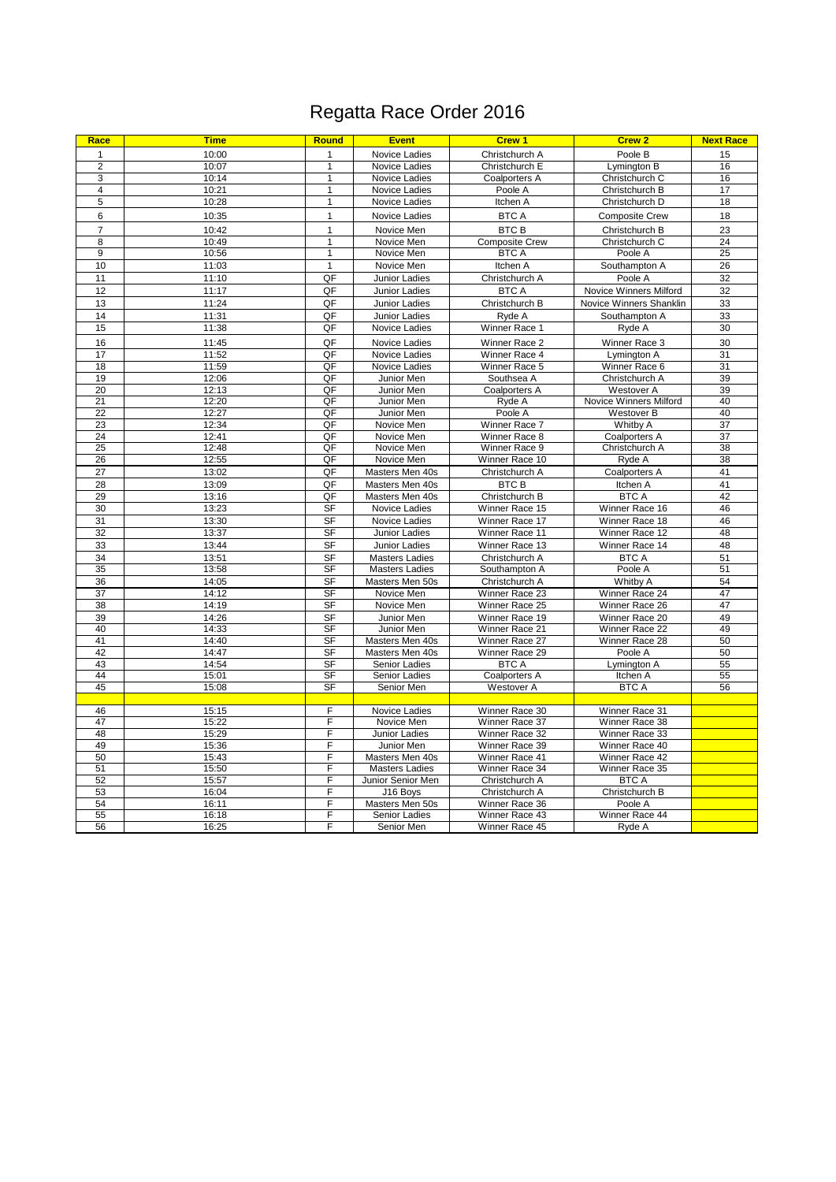# Regatta Race Order 2016

| Race | Time | Round | Event | Crew 1 | Crew 2 | Next Race |
|---|---|---|---|---|---|---|
| 1 | 10:00 | 1 | Novice Ladies | Christchurch A | Poole B | 15 |
| 2 | 10:07 | 1 | Novice Ladies | Christchurch E | Lymington B | 16 |
| 3 | 10:14 | 1 | Novice Ladies | Coalporters A | Christchurch C | 16 |
| 4 | 10:21 | 1 | Novice Ladies | Poole A | Christchurch B | 17 |
| 5 | 10:28 | 1 | Novice Ladies | Itchen A | Christchurch D | 18 |
| 6 | 10:35 | 1 | Novice Ladies | BTC A | Composite Crew | 18 |
| 7 | 10:42 | 1 | Novice Men | BTC B | Christchurch B | 23 |
| 8 | 10:49 | 1 | Novice Men | Composite Crew | Christchurch C | 24 |
| 9 | 10:56 | 1 | Novice Men | BTC A | Poole A | 25 |
| 10 | 11:03 | 1 | Novice Men | Itchen A | Southampton A | 26 |
| 11 | 11:10 | QF | Junior Ladies | Christchurch A | Poole A | 32 |
| 12 | 11:17 | QF | Junior Ladies | BTC A | Novice Winners Milford | 32 |
| 13 | 11:24 | QF | Junior Ladies | Christchurch B | Novice Winners Shanklin | 33 |
| 14 | 11:31 | QF | Junior Ladies | Ryde A | Southampton A | 33 |
| 15 | 11:38 | QF | Novice Ladies | Winner Race 1 | Ryde A | 30 |
| 16 | 11:45 | QF | Novice Ladies | Winner Race 2 | Winner Race 3 | 30 |
| 17 | 11:52 | QF | Novice Ladies | Winner Race 4 | Lymington A | 31 |
| 18 | 11:59 | QF | Novice Ladies | Winner Race 5 | Winner Race 6 | 31 |
| 19 | 12:06 | QF | Junior Men | Southsea A | Christchurch A | 39 |
| 20 | 12:13 | QF | Junior Men | Coalporters A | Westover A | 39 |
| 21 | 12:20 | QF | Junior Men | Ryde A | Novice Winners Milford | 40 |
| 22 | 12:27 | QF | Junior Men | Poole A | Westover B | 40 |
| 23 | 12:34 | QF | Novice Men | Winner Race 7 | Whitby A | 37 |
| 24 | 12:41 | QF | Novice Men | Winner Race 8 | Coalporters A | 37 |
| 25 | 12:48 | QF | Novice Men | Winner Race 9 | Christchurch A | 38 |
| 26 | 12:55 | QF | Novice Men | Winner Race 10 | Ryde A | 38 |
| 27 | 13:02 | QF | Masters Men 40s | Christchurch A | Coalporters A | 41 |
| 28 | 13:09 | QF | Masters Men 40s | BTC B | Itchen A | 41 |
| 29 | 13:16 | QF | Masters Men 40s | Christchurch B | BTC A | 42 |
| 30 | 13:23 | SF | Novice Ladies | Winner Race 15 | Winner Race 16 | 46 |
| 31 | 13:30 | SF | Novice Ladies | Winner Race 17 | Winner Race 18 | 46 |
| 32 | 13:37 | SF | Junior Ladies | Winner Race 11 | Winner Race 12 | 48 |
| 33 | 13:44 | SF | Junior Ladies | Winner Race 13 | Winner Race 14 | 48 |
| 34 | 13:51 | SF | Masters Ladies | Christchurch A | BTC A | 51 |
| 35 | 13:58 | SF | Masters Ladies | Southampton A | Poole A | 51 |
| 36 | 14:05 | SF | Masters Men 50s | Christchurch A | Whitby A | 54 |
| 37 | 14:12 | SF | Novice Men | Winner Race 23 | Winner Race 24 | 47 |
| 38 | 14:19 | SF | Novice Men | Winner Race 25 | Winner Race 26 | 47 |
| 39 | 14:26 | SF | Junior Men | Winner Race 19 | Winner Race 20 | 49 |
| 40 | 14:33 | SF | Junior Men | Winner Race 21 | Winner Race 22 | 49 |
| 41 | 14:40 | SF | Masters Men 40s | Winner Race 27 | Winner Race 28 | 50 |
| 42 | 14:47 | SF | Masters Men 40s | Winner Race 29 | Poole A | 50 |
| 43 | 14:54 | SF | Senior Ladies | BTC A | Lymington A | 55 |
| 44 | 15:01 | SF | Senior Ladies | Coalporters A | Itchen A | 55 |
| 45 | 15:08 | SF | Senior Men | Westover A | BTC A | 56 |
| | | | | | | |
| 46 | 15:15 | F | Novice Ladies | Winner Race 30 | Winner Race 31 | |
| 47 | 15:22 | F | Novice Men | Winner Race 37 | Winner Race 38 | |
| 48 | 15:29 | F | Junior Ladies | Winner Race 32 | Winner Race 33 | |
| 49 | 15:36 | F | Junior Men | Winner Race 39 | Winner Race 40 | |
| 50 | 15:43 | F | Masters Men 40s | Winner Race 41 | Winner Race 42 | |
| 51 | 15:50 | F | Masters Ladies | Winner Race 34 | Winner Race 35 | |
| 52 | 15:57 | F | Junior Senior Men | Christchurch A | BTC A | |
| 53 | 16:04 | F | J16 Boys | Christchurch A | Christchurch B | |
| 54 | 16:11 | F | Masters Men 50s | Winner Race 36 | Poole A | |
| 55 | 16:18 | F | Senior Ladies | Winner Race 43 | Winner Race 44 | |
| 56 | 16:25 | F | Senior Men | Winner Race 45 | Ryde A | |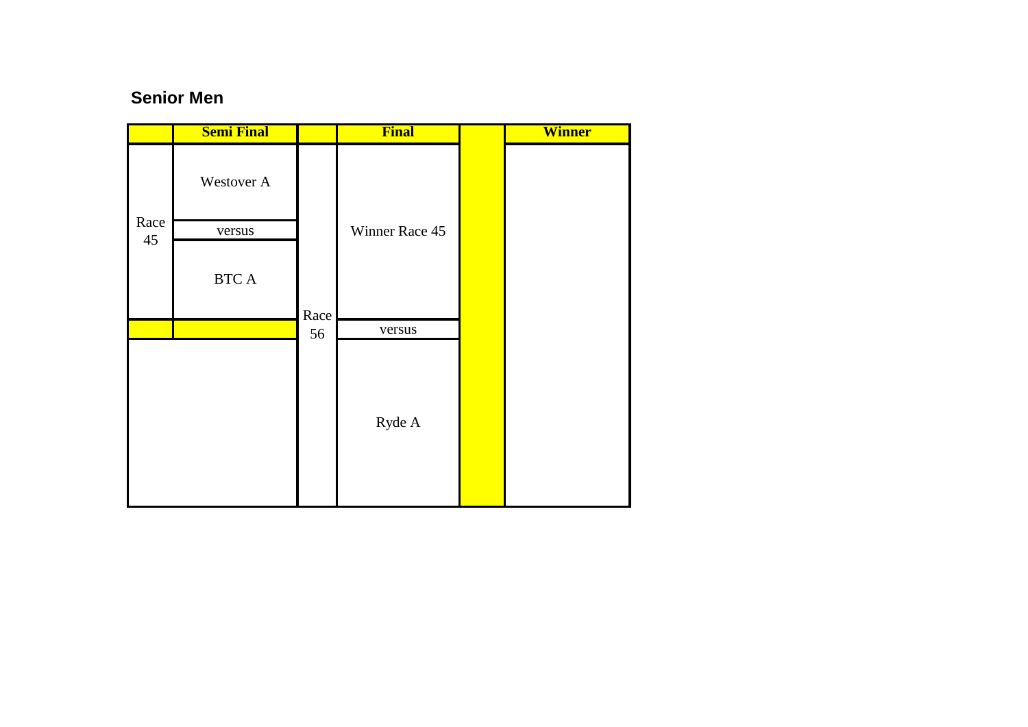## Senior Men

| | Semi Final | | Final | | Winner |
|---|---|---|---|---|---|
| Race 45 | Westover A | Race 56 | Winner Race 45 | | |
| | versus | | | | |
| | BTC A | | | | |
| | | | versus | | |
| | | | Ryde A | | |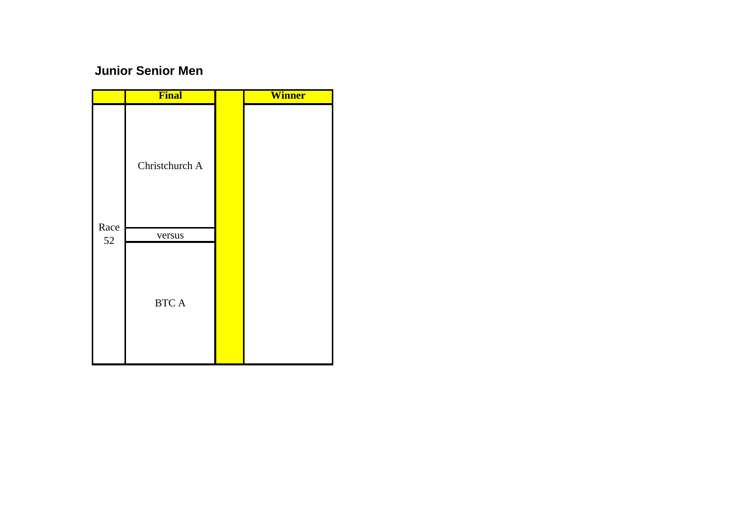## Junior Senior Men

| | Final | | Winner |
|---|---|---|---|
| Race 52 | Christchurch A | | |
| | versus | | |
| | BTC A | | |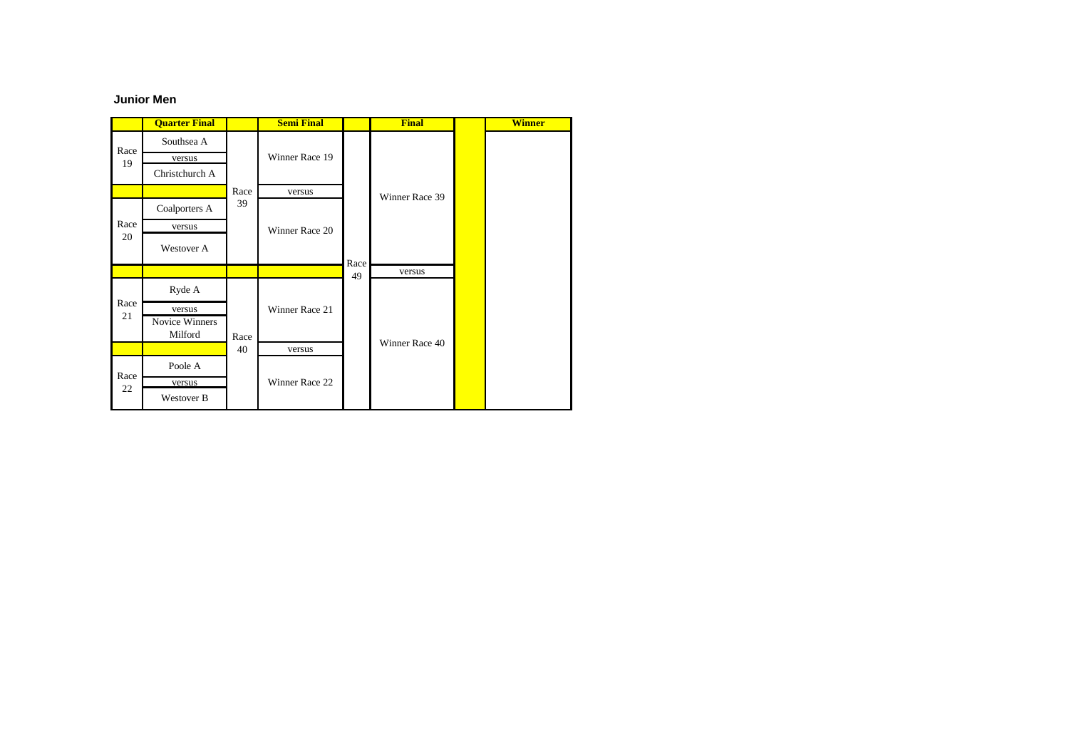**Junior Men**

| | Quarter Final | | Semi Final | | Final | | Winner |
|---|---|---|---|---|---|---|---|
| Race 19 | Southsea A | Race 39 | Winner Race 19 | Race 49 | Winner Race 39 | | |
| | versus | | | | | | |
| | Christchurch A | | | | | | |
| | | | versus | | | | |
| Race 20 | Coalporters A | | Winner Race 20 | | | | |
| | versus | | | | | | |
| | Westover A | | | | | | |
| | | | | | versus | | |
| Race 21 | Ryde A | Race 40 | Winner Race 21 | | Winner Race 40 | | |
| | versus | | | | | | |
| | Novice Winners Milford | | | | | | |
| | | | versus | | | | |
| Race 22 | Poole A | | Winner Race 22 | | | | |
| | versus | | | | | | |
| | Westover B | | | | | | |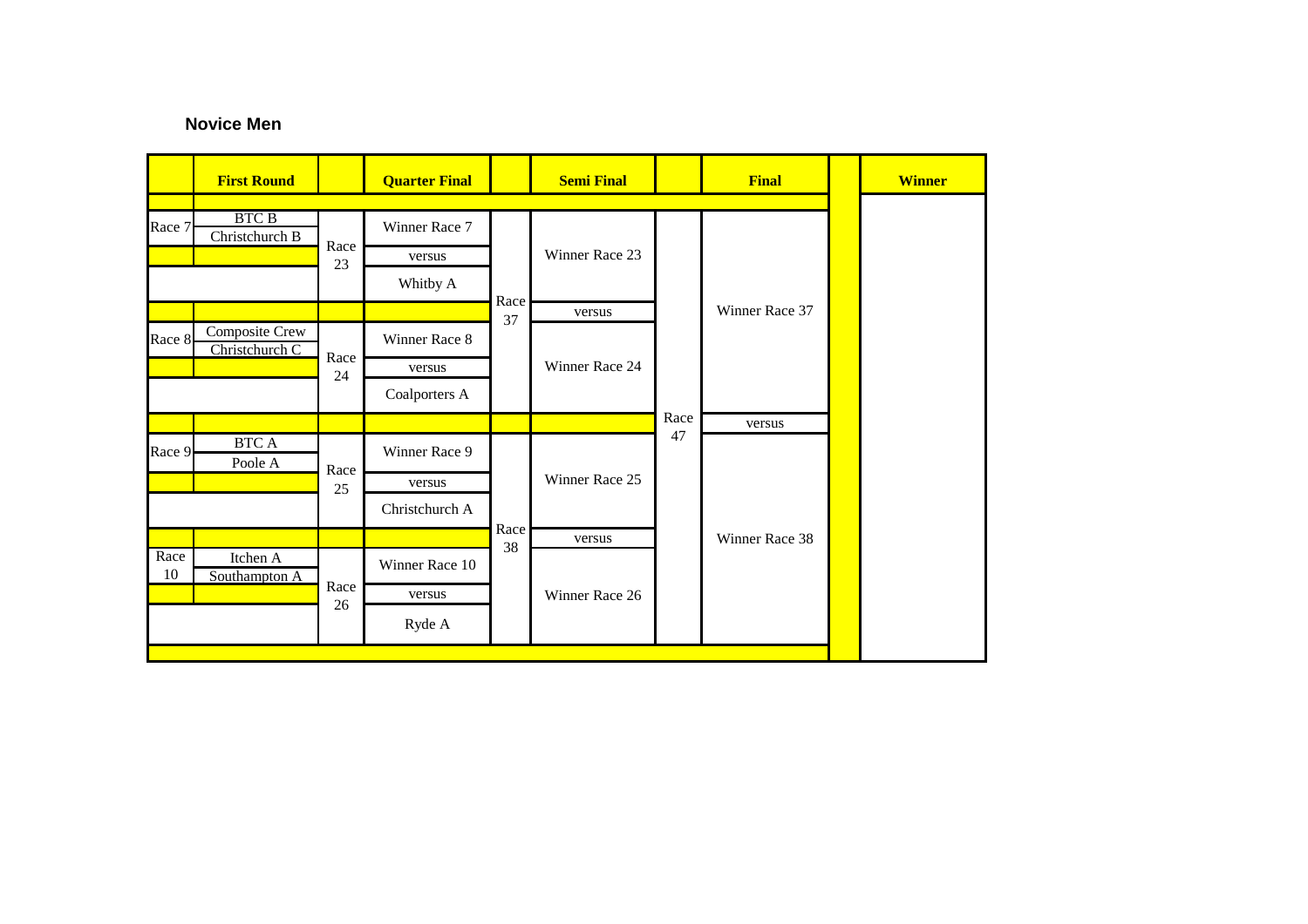## Novice Men

| | First Round | | Quarter Final | | Semi Final | | Final | | Winner |
|---|---|---|---|---|---|---|---|---|---|
| Race 7 | BTC B | Race 23 | Winner Race 7 | Race 37 | Winner Race 23 | Race 47 | Winner Race 37 | | |
| | Christchurch B | | versus | | | | | | |
| | | | Whitby A | | | | | | |
| | | | | | versus | | | | |
| Race 8 | Composite Crew | Race 24 | Winner Race 8 | | Winner Race 24 | | | | |
| | Christchurch C | | versus | | | | | | |
| | | | Coalporters A | | | | | | |
| | | | | | | | versus | | |
| Race 9 | BTC A | Race 25 | Winner Race 9 | Race 38 | Winner Race 25 | | Winner Race 38 | | |
| | Poole A | | versus | | | | | | |
| | | | Christchurch A | | | | | | |
| | | | | | versus | | | | |
| Race 10 | Itchen A | Race 26 | Winner Race 10 | | Winner Race 26 | | | | |
| | Southampton A | | versus | | | | | | |
| | | | Ryde A | | | | | | |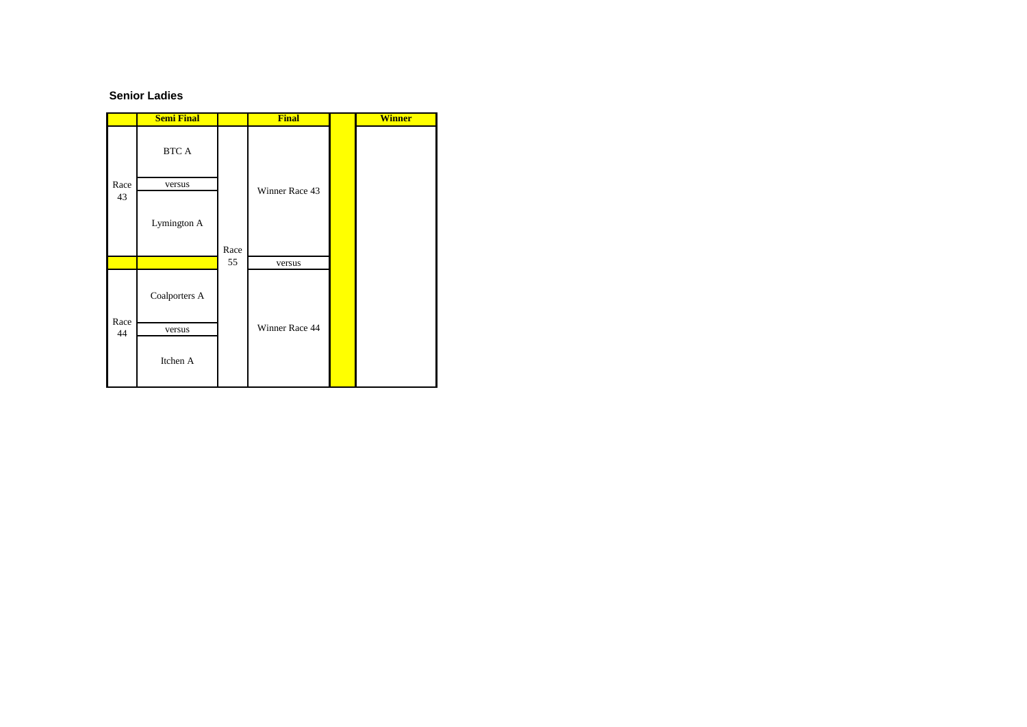**Senior Ladies**

| | Semi Final | | Final | | Winner |
|---|---|---|---|---|---|
| Race 43 | BTC A | Race 55 | Winner Race 43 | | |
| | versus | | | | |
| | Lymington A | | | | |
| | | | versus | | |
| Race 44 | Coalporters A | | Winner Race 44 | | |
| | versus | | | | |
| | Itchen A | | | | |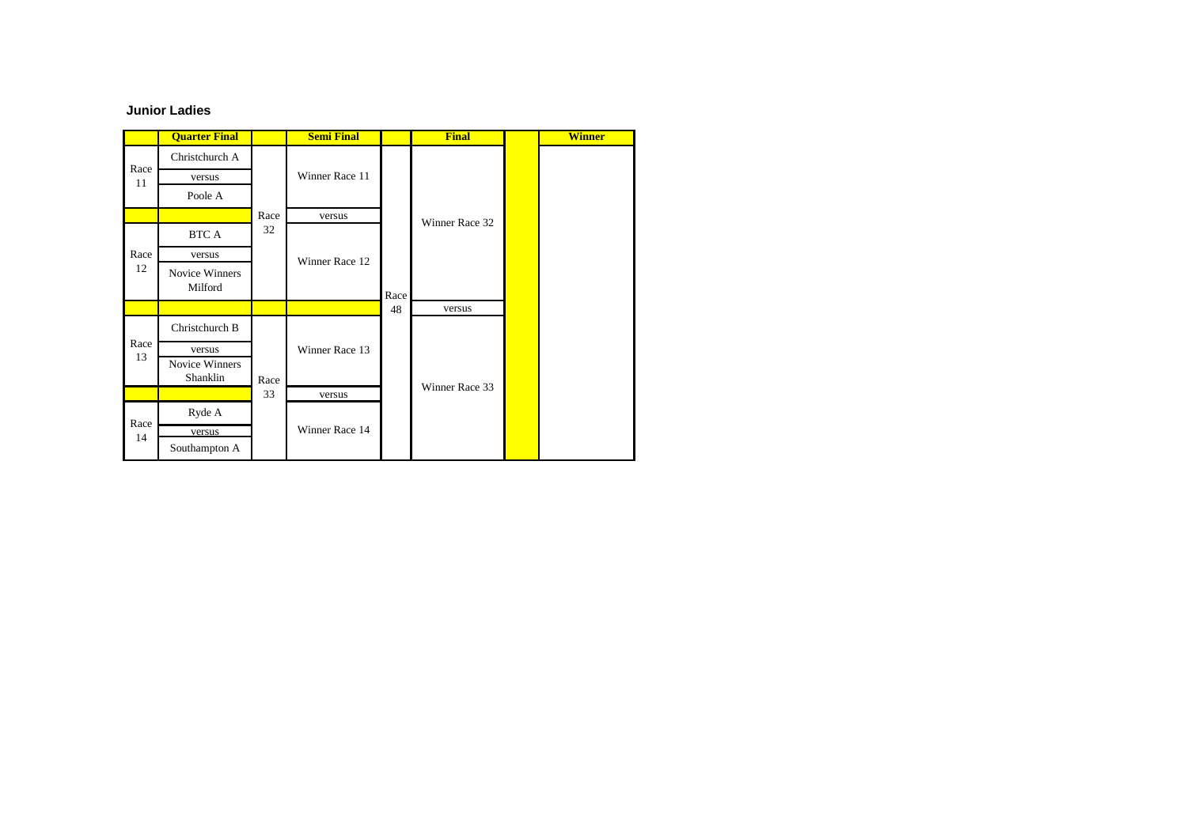**Junior Ladies**

| | Quarter Final | | Semi Final | | Final | | Winner |
|---|---|---|---|---|---|---|---|
| Race 11 | Christchurch A | Race 32 | Winner Race 11 | Race 48 | Winner Race 32 | | |
| | versus | | | | | | |
| | Poole A | | | | | | |
| | | | versus | | | | |
| Race 12 | BTC A | | Winner Race 12 | | | | |
| | versus | | | | | | |
| | Novice Winners Milford | | | | | | |
| | | | | | versus | | |
| Race 13 | Christchurch B | Race 33 | Winner Race 13 | | Winner Race 33 | | |
| | versus | | | | | | |
| | Novice Winners Shanklin | | | | | | |
| | | | versus | | | | |
| Race 14 | Ryde A | | Winner Race 14 | | | | |
| | versus | | | | | | |
| | Southampton A | | | | | | |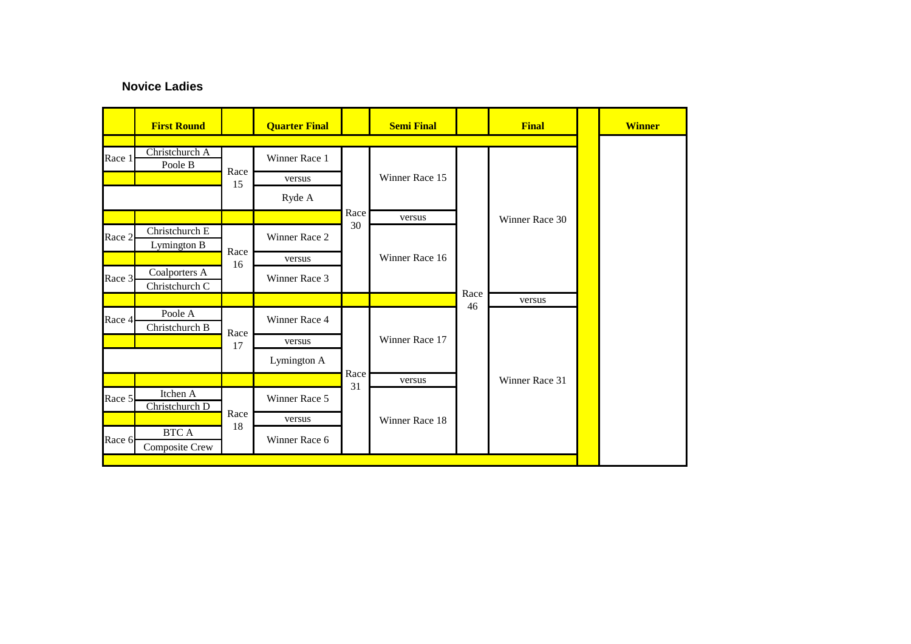**Novice Ladies**

| | First Round | | Quarter Final | | Semi Final | | Final | Winner |
|---|---|---|---|---|---|---|---|---|
| Race 1 | Christchurch A | Race 15 | Winner Race 1 | Race 30 | Winner Race 15 | Race 46 | Winner Race 30 | |
| | Poole B | | versus | | | | | |
| | | | Ryde A | | | | | |
| | | | | | versus | | | |
| Race 2 | Christchurch E | Race 16 | Winner Race 2 | | Winner Race 16 | | | |
| | Lymington B | | versus | | | | | |
| Race 3 | Coalporters A | | Winner Race 3 | | | | | |
| | Christchurch C | | | | | | | |
| | | | | | | | versus | |
| Race 4 | Poole A | Race 17 | Winner Race 4 | Race 31 | Winner Race 17 | | Winner Race 31 | |
| | Christchurch B | | versus | | | | | |
| | | | Lymington A | | | | | |
| | | | | | versus | | | |
| Race 5 | Itchen A | Race 18 | Winner Race 5 | | Winner Race 18 | | | |
| | Christchurch D | | versus | | | | | |
| Race 6 | BTC A | | Winner Race 6 | | | | | |
| | Composite Crew | | | | | | | |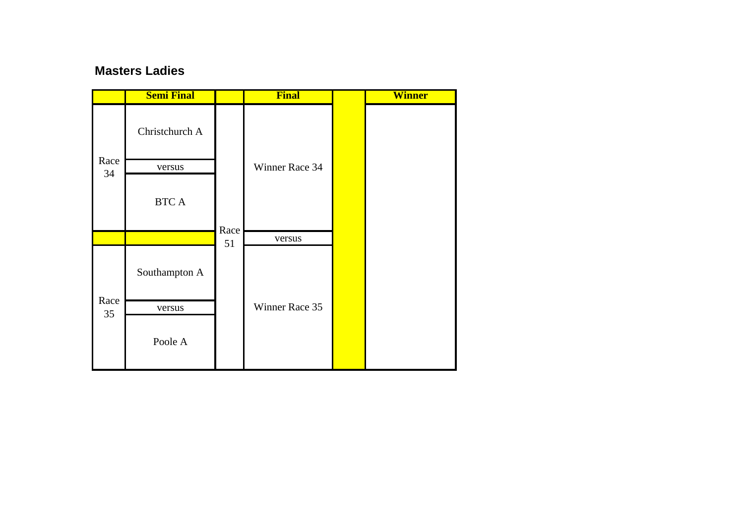## Masters Ladies

| | Semi Final | | Final | | Winner |
|---|---|---|---|---|---|
| Race 34 | Christchurch A | Race 51 | Winner Race 34 | | |
| | versus | | | | |
| | BTC A | | | | |
| | | | versus | | |
| Race 35 | Southampton A | | Winner Race 35 | | |
| | versus | | | | |
| | Poole A | | | | |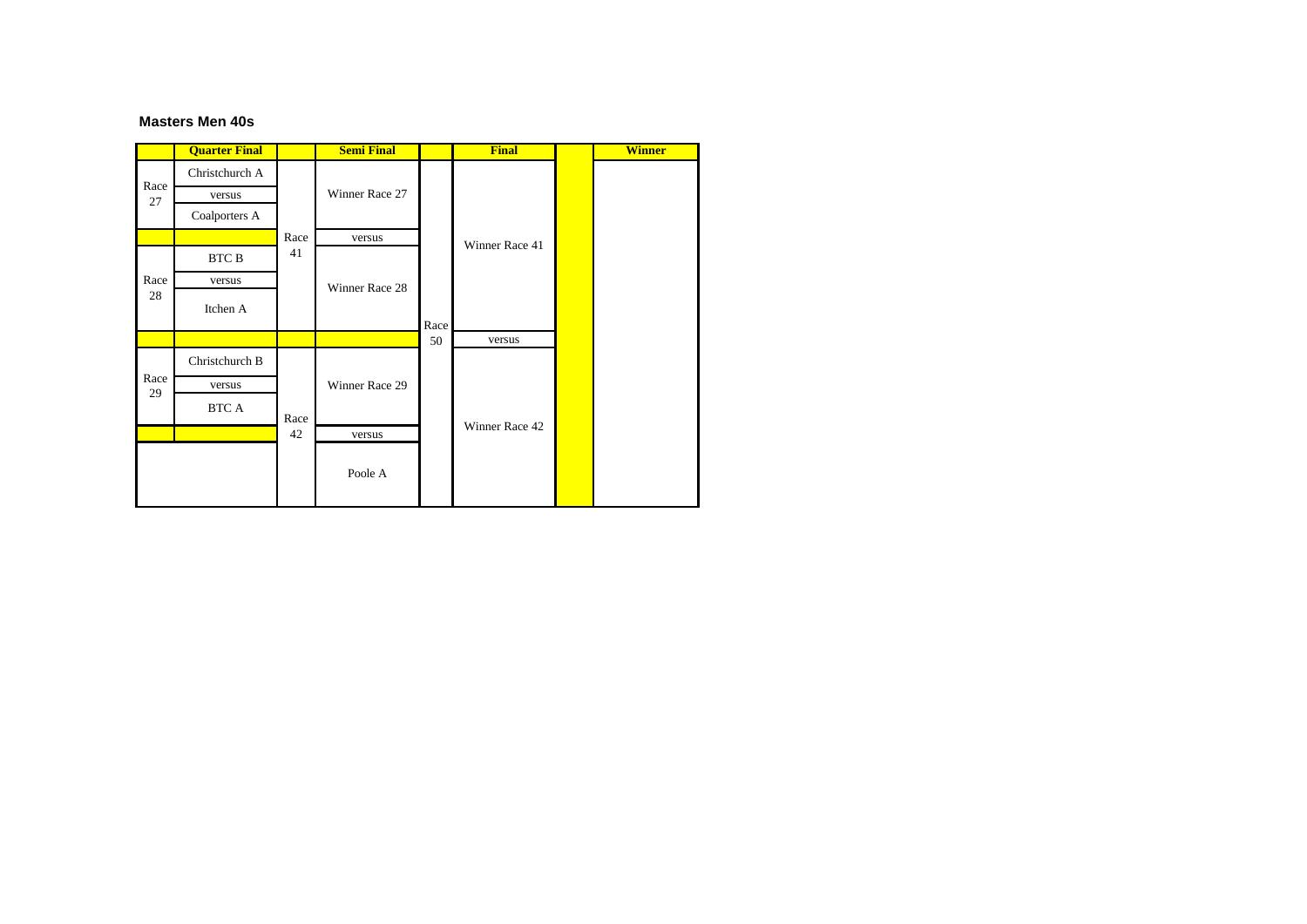**Masters Men 40s**

| | Quarter Final | | Semi Final | | Final | | Winner |
|---|---|---|---|---|---|---|---|
| Race 27 | Christchurch A | Race 41 | Winner Race 27 | Race 50 | Winner Race 41 | | |
| | versus | | | | | | |
| | Coalporters A | | | | | | |
| | | | versus | | | | |
| Race 28 | BTC B | | Winner Race 28 | | | | |
| | versus | | | | | | |
| | Itchen A | | | | | | |
| | | | | | versus | | |
| Race 29 | Christchurch B | Race 42 | Winner Race 29 | | Winner Race 42 | | |
| | versus | | | | | | |
| | BTC A | | | | | | |
| | | | versus | | | | |
| | | | Poole A | | | | |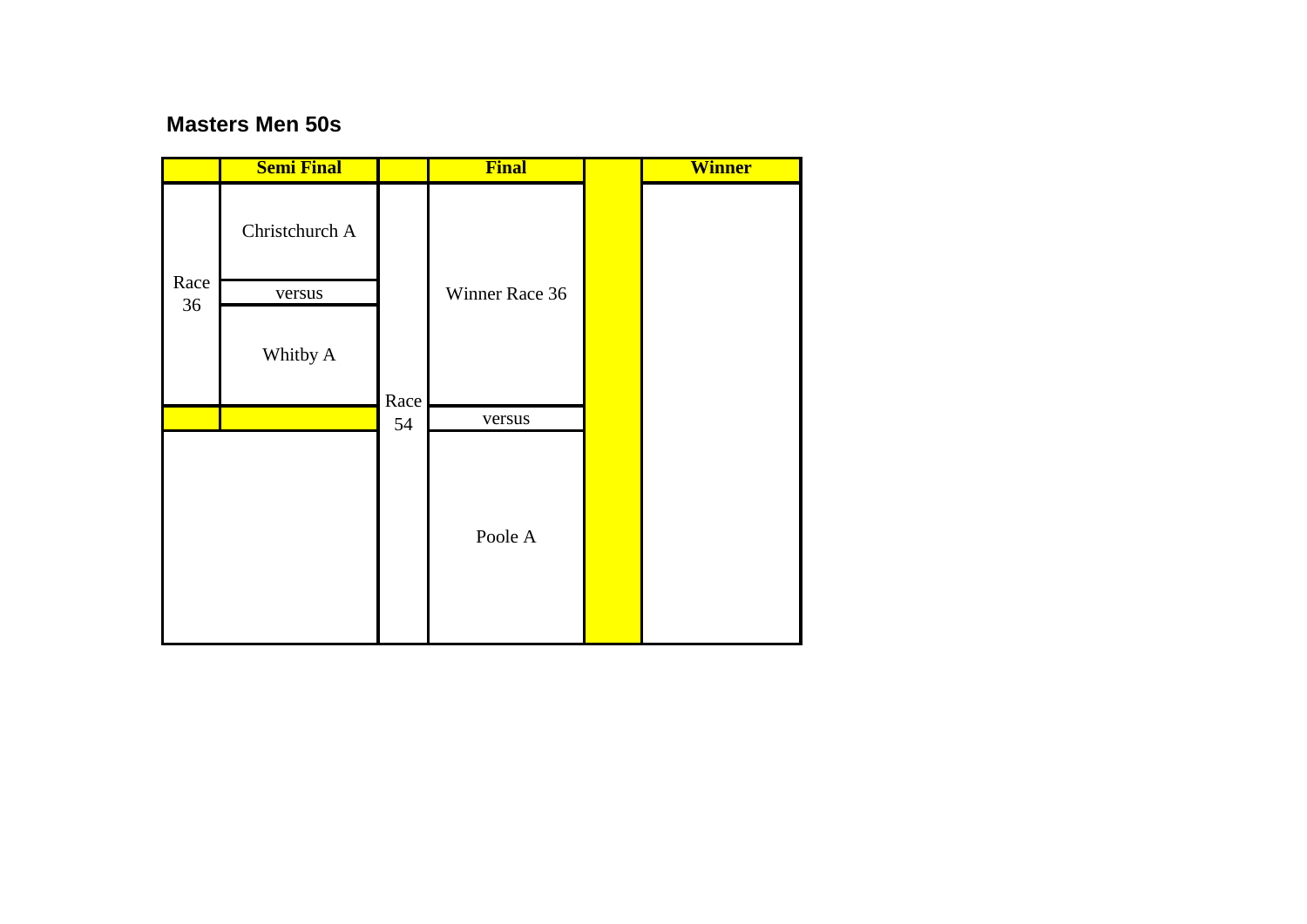## Masters Men 50s

| | Semi Final | | Final | | Winner |
|---|---|---|---|---|---|
| Race 36 | Christchurch A | Race 54 | Winner Race 36 | | |
| | versus | | | | |
| | Whitby A | | | | |
| | | | versus | | |
| | | | Poole A | | |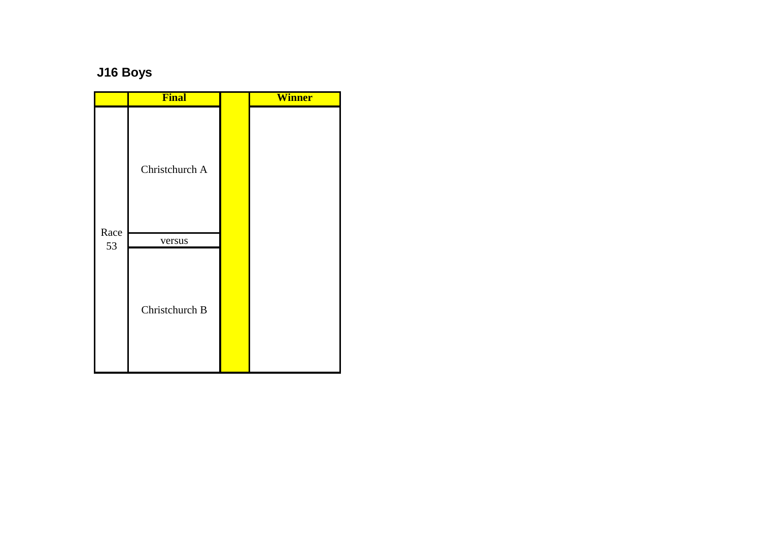**J16 Boys**

| | Final | | Winner |
| --- | --- | --- | --- |
| Race 53 | Christchurch A | | |
| | versus | | |
| | Christchurch B | | |